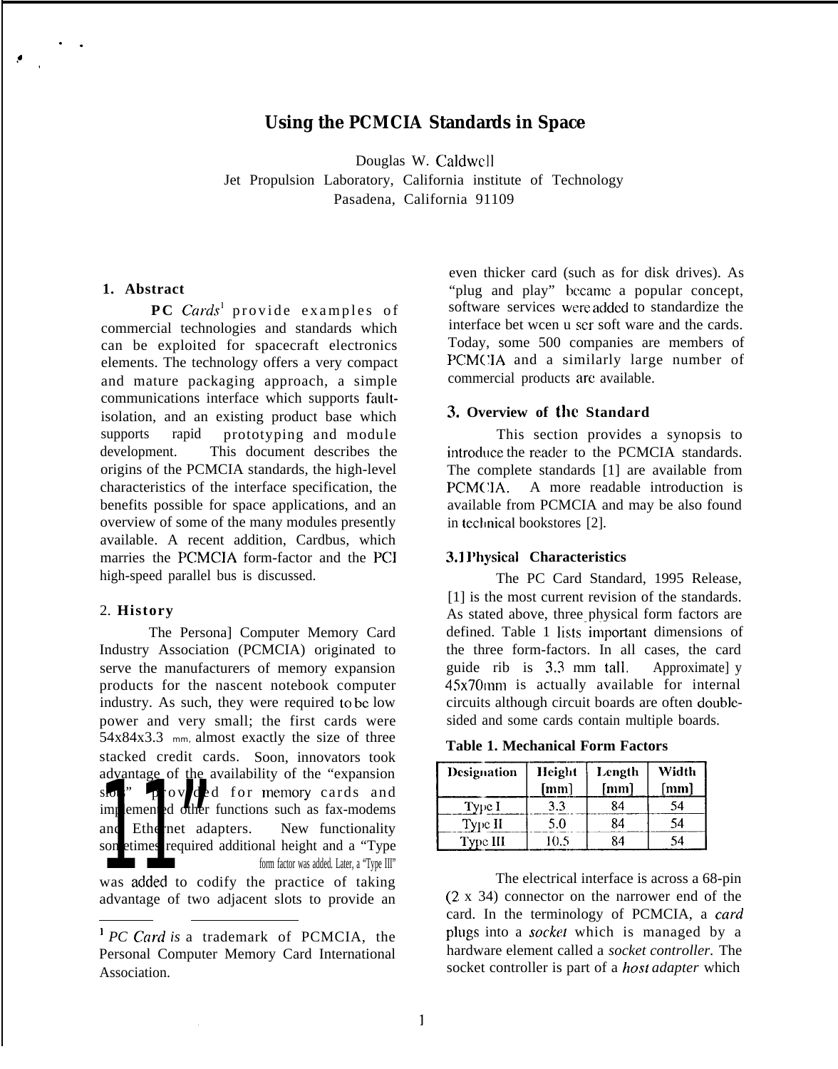# Using the PCMCIA Standards in Space

Douglas W. Caldwell
Jet Propulsion Laboratory, California institute of Technology
Pasadena, California 91109

## 1. Abstract

**PC** *Cards*[1] provide examples of commercial technologies and standards which can be exploited for spacecraft electronics elements. The technology offers a very compact and mature packaging approach, a simple communications interface which supports fault-isolation, and an existing product base which supports rapid prototyping and module development. This document describes the origins of the PCMCIA standards, the high-level characteristics of the interface specification, the benefits possible for space applications, and an overview of some of the many modules presently available. A recent addition, Cardbus, which marries the PCMCIA form-factor and the PCI high-speed parallel bus is discussed.

## 2. History

The Persona] Computer Memory Card Industry Association (PCMCIA) originated to serve the manufacturers of memory expansion products for the nascent notebook computer industry. As such, they were required to be low power and very small; the first cards were 54x84x3.3 mm, almost exactly the size of three stacked credit cards. Soon, innovators took advantage of the availability of the "expansion slots" provided for memory cards and implemented other functions such as fax-modems and Ethernet adapters. New functionality sometimes required additional height and a "Type II" form factor was added. Later, a "Type III" was added to codify the practice of taking advantage of two adjacent slots to provide an even thicker card (such as for disk drives). As "plug and play" became a popular concept, software services were added to standardize the interface between user soft ware and the cards. Today, some 500 companies are members of PCMCIA and a similarly large number of commercial products are available.

## 3. Overview of the Standard

This section provides a synopsis to introduce the reader to the PCMCIA standards. The complete standards [1] are available from PCMCIA. A more readable introduction is available from PCMCIA and may be also found in technical bookstores [2].

### 3.1 Physical Characteristics

The PC Card Standard, 1995 Release, [1] is the most current revision of the standards. As stated above, three physical form factors are defined. Table 1 lists important dimensions of the three form-factors. In all cases, the card guide rib is 3.3 mm tall. Approximate] y 45x70mm is actually available for internal circuits although circuit boards are often double-sided and some cards contain multiple boards.

**Table 1. Mechanical Form Factors**

| Designation | Height [mm] | Length [mm] | Width [mm] |
|---|---|---|---|
| Type I | 3.3 | 84 | 54 |
| Type II | 5.0 | 84 | 54 |
| Type III | 10.5 | 84 | 54 |

The electrical interface is across a 68-pin (2 x 34) connector on the narrower end of the card. In the terminology of PCMCIA, a *card* plugs into a *socket* which is managed by a hardware element called a *socket controller.* The socket controller is part of a *host adapter* which

[1] *PC Card is* a trademark of PCMCIA, the Personal Computer Memory Card International Association.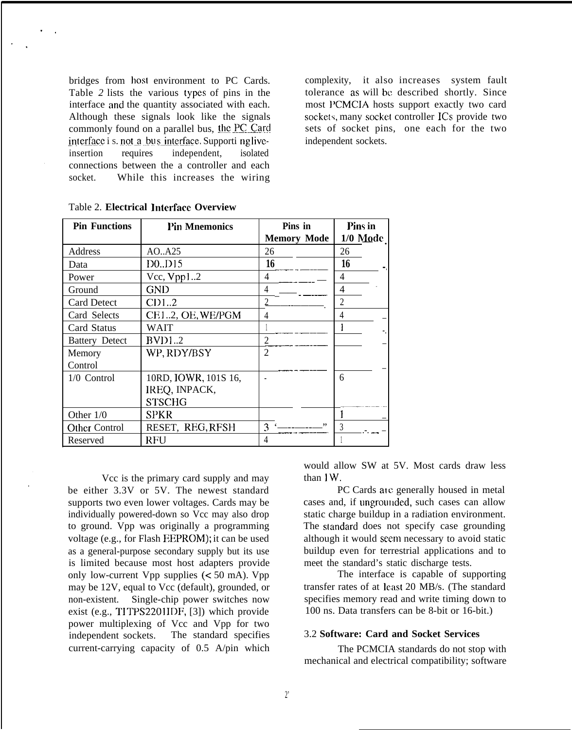bridges from host environment to PC Cards. Table *2* lists the various types of pins in the interface and the quantity associated with each. Although these signals look like the signals commonly found on a parallel bus, the PC Card interface is not a bus interface. Supporting live-insertion requires independent, isolated connections between the a controller and each socket. While this increases the wiring complexity, it also increases system fault tolerance as will be described shortly. Since most PCMCIA hosts support exactly two card sockets, many socket controller ICs provide two sets of socket pins, one each for the two independent sockets.

Table 2. **Electrical Interface Overview**

| Pin Functions | Pin Mnemonics | Pins in Memory Mode | Pins in I/O Mode |
|---|---|---|---|
| Address | A0..A25 | 26 | 26 |
| Data | D0..D15 | 16 | 16 |
| Power | Vcc, Vpp1..2 | 4 | 4 |
| Ground | GND | 4 | 4 |
| Card Detect | CD1..2 | 2 | 2 |
| Card Selects | CE1..2, OE, WE/PGM | 4 | 4 |
| Card Status | WAIT | 1 | 1 |
| Battery Detect | BVD1..2 | 2 | |
| Memory Control | WP, RDY/BSY | 2 | |
| I/O Control | IORD, IOWR, IOIS16, IREQ, INPACK, STSCHG | - | 6 |
| Other I/O | SPKR | | 1 |
| Other Control | RESET, REG, RFSH | 3 | 3 |
| Reserved | RFU | 4 | 1 |

Vcc is the primary card supply and may be either 3.3V or 5V. The newest standard supports two even lower voltages. Cards may be individually powered-down so Vcc may also drop to ground. Vpp was originally a programming voltage (e.g., for Flash EEPROM); it can be used as a general-purpose secondary supply but its use is limited because most host adapters provide only low-current Vpp supplies (< 50 mA). Vpp may be 12V, equal to Vcc (default), grounded, or non-existent. Single-chip power switches now exist (e.g., TI TPS2201IDF, [3]) which provide power multiplexing of Vcc and Vpp for two independent sockets. The standard specifies current-carrying capacity of 0.5 A/pin which would allow 5W at 5V. Most cards draw less than 1W.

PC Cards are generally housed in metal cases and, if ungrounded, such cases can allow static charge buildup in a radiation environment. The standard does not specify case grounding although it would seem necessary to avoid static buildup even for terrestrial applications and to meet the standard's static discharge tests.

The interface is capable of supporting transfer rates of at least 20 MB/s. (The standard specifies memory read and write timing down to 100 ns. Data transfers can be 8-bit or 16-bit.)

### 3.2 Software: Card and Socket Services

The PCMCIA standards do not stop with mechanical and electrical compatibility; software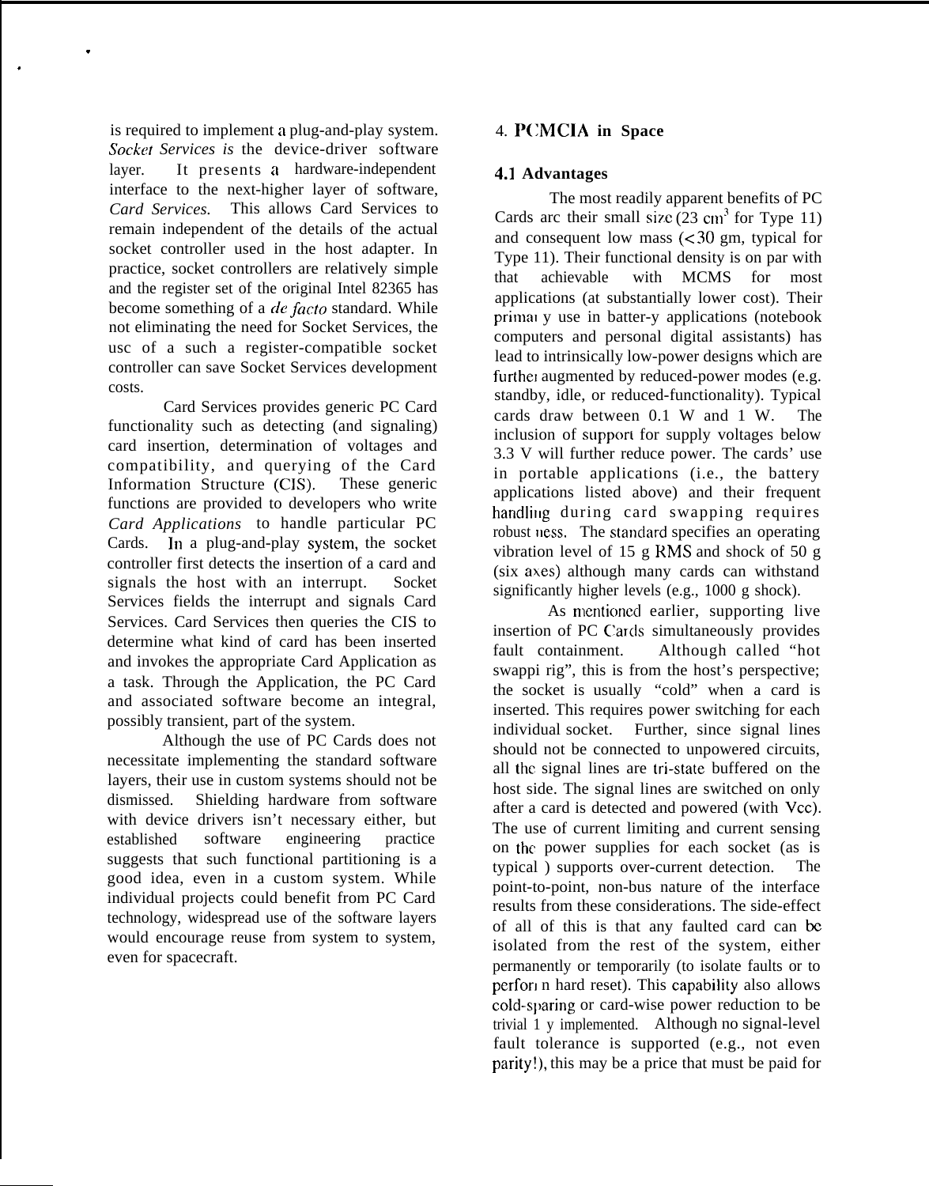is required to implement a plug-and-play system. *Socket Services is* the device-driver software layer. It presents a hardware-independent interface to the next-higher layer of software, *Card Services.* This allows Card Services to remain independent of the details of the actual socket controller used in the host adapter. In practice, socket controllers are relatively simple and the register set of the original Intel 82365 has become something of a *de facto* standard. While not eliminating the need for Socket Services, the usc of a such a register-compatible socket controller can save Socket Services development costs.

Card Services provides generic PC Card functionality such as detecting (and signaling) card insertion, determination of voltages and compatibility, and querying of the Card Information Structure (CIS). These generic functions are provided to developers who write *Card Applications* to handle particular PC Cards. In a plug-and-play system, the socket controller first detects the insertion of a card and signals the host with an interrupt. Socket Services fields the interrupt and signals Card Services. Card Services then queries the CIS to determine what kind of card has been inserted and invokes the appropriate Card Application as a task. Through the Application, the PC Card and associated software become an integral, possibly transient, part of the system.

Although the use of PC Cards does not necessitate implementing the standard software layers, their use in custom systems should not be dismissed. Shielding hardware from software with device drivers isn't necessary either, but established software engineering practice suggests that such functional partitioning is a good idea, even in a custom system. While individual projects could benefit from PC Card technology, widespread use of the software layers would encourage reuse from system to system, even for spacecraft.

## 4. PCMCIA in Space

### 4.1 Advantages

The most readily apparent benefits of PC Cards arc their small size (23 $cm^3$ for Type 11) and consequent low mass (<30 gm, typical for Type 11). Their functional density is on par with that achievable with MCMS for most applications (at substantially lower cost). Their primary use in batter-y applications (notebook computers and personal digital assistants) has lead to intrinsically low-power designs which are further augmented by reduced-power modes (e.g. standby, idle, or reduced-functionality). Typical cards draw between 0.1 W and 1 W. The inclusion of support for supply voltages below 3.3 V will further reduce power. The cards' use in portable applications (i.e., the battery applications listed above) and their frequent handling during card swapping requires robustness. The standard specifies an operating vibration level of 15 g RMS and shock of 50 g (six axes) although many cards can withstand significantly higher levels (e.g., 1000 g shock).

As mentioned earlier, supporting live insertion of PC Cards simultaneously provides fault containment. Although called "hot swappi rig", this is from the host's perspective; the socket is usually "cold" when a card is inserted. This requires power switching for each individual socket. Further, since signal lines should not be connected to unpowered circuits, all the signal lines are tri-state buffered on the host side. The signal lines are switched on only after a card is detected and powered (with Vcc). The use of current limiting and current sensing on the power supplies for each socket (as is typical ) supports over-current detection. The point-to-point, non-bus nature of the interface results from these considerations. The side-effect of all of this is that any faulted card can be isolated from the rest of the system, either permanently or temporarily (to isolate faults or to perform hard reset). This capability also allows cold-sparing or card-wise power reduction to be trivial 1 y implemented. Although no signal-level fault tolerance is supported (e.g., not even parity!), this may be a price that must be paid for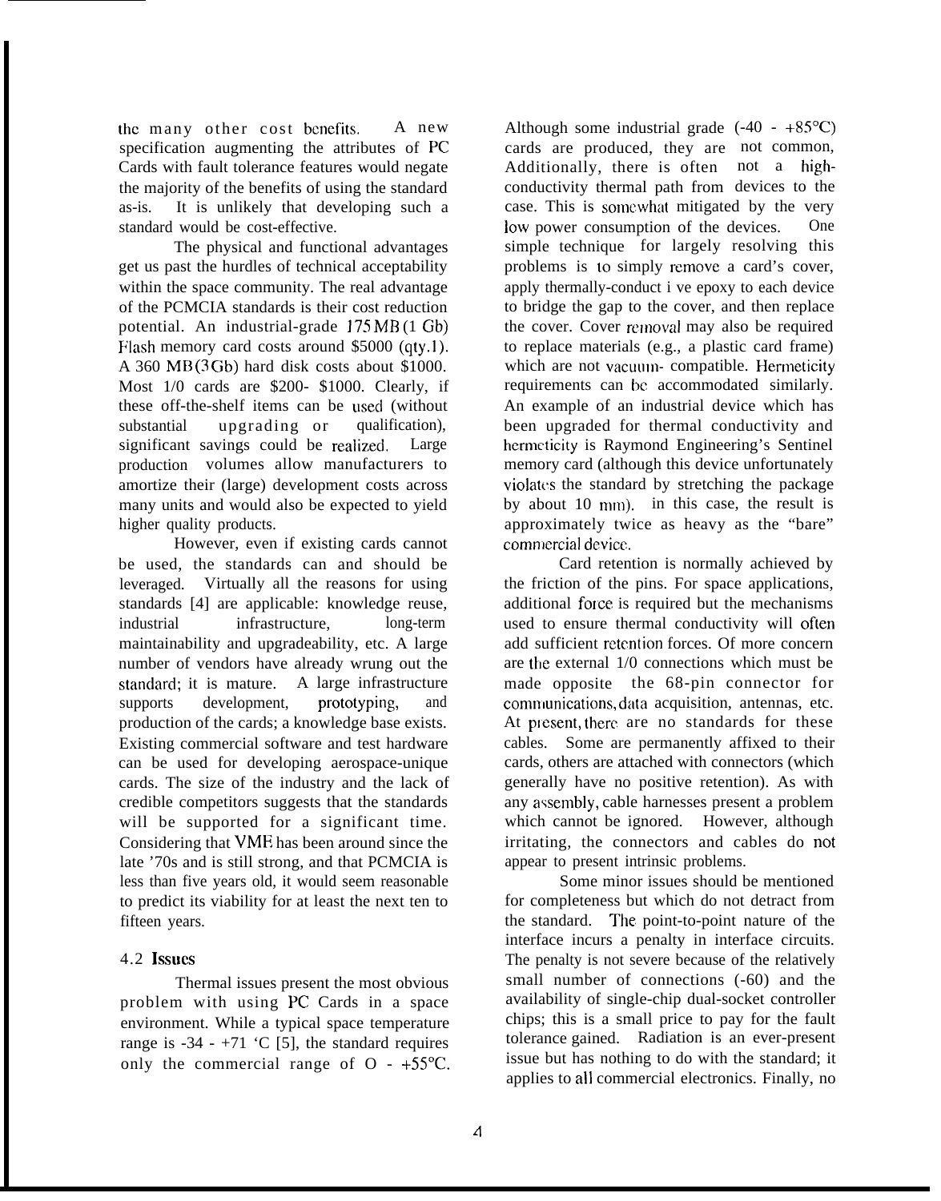the many other cost benefits. A new specification augmenting the attributes of PC Cards with fault tolerance features would negate the majority of the benefits of using the standard as-is. It is unlikely that developing such a standard would be cost-effective.

The physical and functional advantages get us past the hurdles of technical acceptability within the space community. The real advantage of the PCMCIA standards is their cost reduction potential. An industrial-grade 175 MB (1 Gb) Flash memory card costs around $5000 (qty.1). A 360 MB (3 Gb) hard disk costs about $1000. Most 1/0 cards are $200- $1000. Clearly, if these off-the-shelf items can be used (without substantial upgrading or qualification), significant savings could be realized. Large production volumes allow manufacturers to amortize their (large) development costs across many units and would also be expected to yield higher quality products.

However, even if existing cards cannot be used, the standards can and should be leveraged. Virtually all the reasons for using standards [4] are applicable: knowledge reuse, industrial infrastructure, long-term maintainability and upgradeability, etc. A large number of vendors have already wrung out the standard; it is mature. A large infrastructure supports development, prototyping, and production of the cards; a knowledge base exists. Existing commercial software and test hardware can be used for developing aerospace-unique cards. The size of the industry and the lack of credible competitors suggests that the standards will be supported for a significant time. Considering that VME has been around since the late '70s and is still strong, and that PCMCIA is less than five years old, it would seem reasonable to predict its viability for at least the next ten to fifteen years.

## 4.2 Issues

Thermal issues present the most obvious problem with using PC Cards in a space environment. While a typical space temperature range is -34 - +71 'C [5], the standard requires only the commercial range of O - +55°C. Although some industrial grade (-40 - +85°C) cards are produced, they are not common, Additionally, there is often not a high-conductivity thermal path from devices to the case. This is somewhat mitigated by the very low power consumption of the devices. One simple technique for largely resolving this problems is to simply remove a card's cover, apply thermally-conduct i ve epoxy to each device to bridge the gap to the cover, and then replace the cover. Cover removal may also be required to replace materials (e.g., a plastic card frame) which are not vacuum- compatible. Hermeticity requirements can be accommodated similarly. An example of an industrial device which has been upgraded for thermal conductivity and hermeticity is Raymond Engineering's Sentinel memory card (although this device unfortunately violates the standard by stretching the package by about 10 mm). in this case, the result is approximately twice as heavy as the "bare" commercial device.

Card retention is normally achieved by the friction of the pins. For space applications, additional force is required but the mechanisms used to ensure thermal conductivity will often add sufficient retention forces. Of more concern are the external 1/0 connections which must be made opposite the 68-pin connector for communications, data acquisition, antennas, etc. At present, there are no standards for these cables. Some are permanently affixed to their cards, others are attached with connectors (which generally have no positive retention). As with any assembly, cable harnesses present a problem which cannot be ignored. However, although irritating, the connectors and cables do not appear to present intrinsic problems.

Some minor issues should be mentioned for completeness but which do not detract from the standard. The point-to-point nature of the interface incurs a penalty in interface circuits. The penalty is not severe because of the relatively small number of connections (-60) and the availability of single-chip dual-socket controller chips; this is a small price to pay for the fault tolerance gained. Radiation is an ever-present issue but has nothing to do with the standard; it applies to all commercial electronics. Finally, no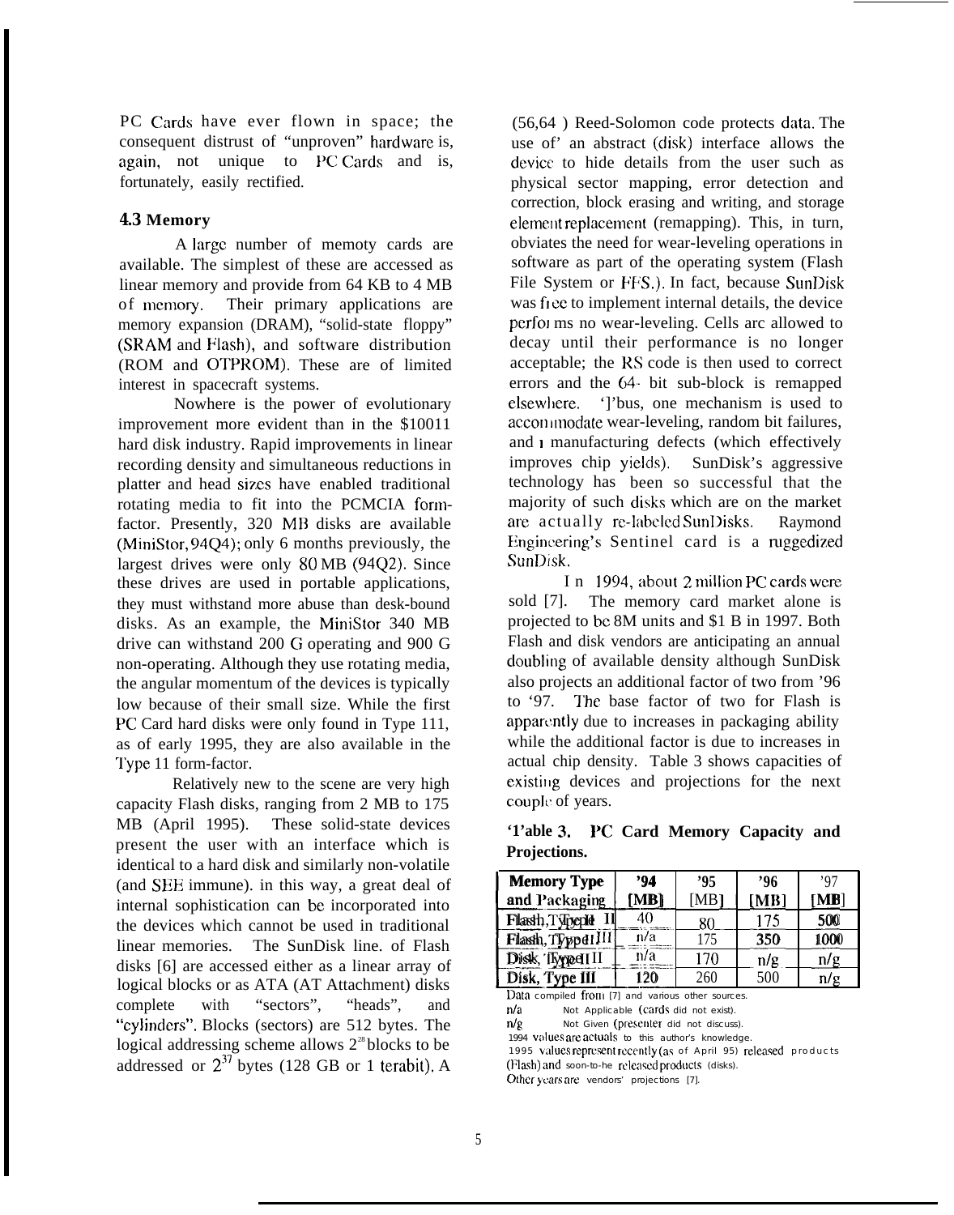PC Cards have ever flown in space; the consequent distrust of "unproven" hardware is, again, not unique to PC Cards and is, fortunately, easily rectified.

### 4.3 Memory

A large number of memoty cards are available. The simplest of these are accessed as linear memory and provide from 64 KB to 4 MB of memory. Their primary applications are memory expansion (DRAM), "solid-state floppy" (SRAM and Flash), and software distribution (ROM and OTPROM). These are of limited interest in spacecraft systems.

Nowhere is the power of evolutionary improvement more evident than in the $10011 hard disk industry. Rapid improvements in linear recording density and simultaneous reductions in platter and head sizes have enabled traditional rotating media to fit into the PCMCIA form-factor. Presently, 320 MB disks are available (MiniStor, 94Q4); only 6 months previously, the largest drives were only 80 MB (94Q2). Since these drives are used in portable applications, they must withstand more abuse than desk-bound disks. As an example, the MiniStor 340 MB drive can withstand 200 G operating and 900 G non-operating. Although they use rotating media, the angular momentum of the devices is typically low because of their small size. While the first PC Card hard disks were only found in Type 111, as of early 1995, they are also available in the Type 11 form-factor.

Relatively new to the scene are very high capacity Flash disks, ranging from 2 MB to 175 MB (April 1995). These solid-state devices present the user with an interface which is identical to a hard disk and similarly non-volatile (and SEE immune). in this way, a great deal of internal sophistication can be incorporated into the devices which cannot be used in traditional linear memories. The SunDisk line. of Flash disks [6] are accessed either as a linear array of logical blocks or as ATA (AT Attachment) disks complete with "sectors", "heads", and "cylinders". Blocks (sectors) are 512 bytes. The logical addressing scheme allows $2^{28}$ blocks to be addressed or $2^{37}$ bytes (128 GB or 1 terabit). A (56,64 ) Reed-Solomon code protects data. The use of' an abstract (disk) interface allows the device to hide details from the user such as physical sector mapping, error detection and correction, block erasing and writing, and storage element replacement (remapping). This, in turn, obviates the need for wear-leveling operations in software as part of the operating system (Flash File System or FFS.). In fact, because SunDisk was free to implement internal details, the device performs no wear-leveling. Cells arc allowed to decay until their performance is no longer acceptable; the RS code is then used to correct errors and the 64- bit sub-block is remapped elsewhere. ']'bus, one mechanism is used to accommodate wear-leveling, random bit failures, and manufacturing defects (which effectively improves chip yields). SunDisk's aggressive technology has been so successful that the majority of such disks which are on the market are actually re-labeled SunDisks. Raymond Engineering's Sentinel card is a ruggedized SunDisk.

In 1994, about 2 million PC cards were sold [7]. The memory card market alone is projected to be 8M units and $1 B in 1997. Both Flash and disk vendors are anticipating an annual doubling of available density although SunDisk also projects an additional factor of two from '96 to '97. The base factor of two for Flash is apparently due to increases in packaging ability while the additional factor is due to increases in actual chip density. Table 3 shows capacities of existing devices and projections for the next couple of years.

**Table 3. PC Card Memory Capacity and Projections.**

| Memory Type and Packaging | '94 [MB] | '95 [MB] | '96 [MB] | '97 [MB] |
|---|---|---|---|---|
| Flash, Type II | 40 | 80 | 175 | 500 |
| Flash, Type III | n/a | 175 | 350 | 1000 |
| Disk, Type II | n/a | 170 | n/g | n/g |
| Disk, Type III | 120 | 260 | 500 | n/g |

Data compiled from [7] and various other sources.
n/a Not Applicable (cards did not exist).
n/g Not Given (presenter did not discuss).
1994 values are actuals to this author's knowledge.
1995 values represent recently (as of April 95) released products (Flash) and soon-to-be released products (disks).
Other years are vendors' projections [7].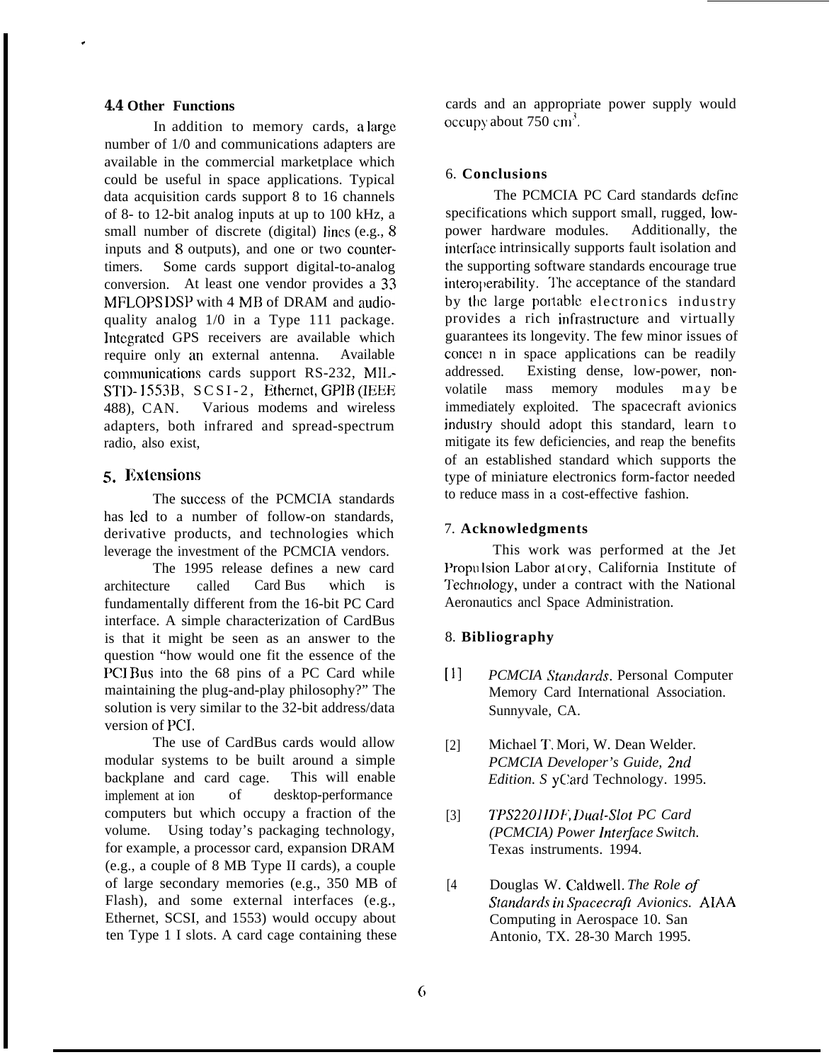### 4.4 Other Functions

In addition to memory cards, a large number of 1/0 and communications adapters are available in the commercial marketplace which could be useful in space applications. Typical data acquisition cards support 8 to 16 channels of 8- to 12-bit analog inputs at up to 100 kHz, a small number of discrete (digital) lines (e.g., 8 inputs and 8 outputs), and one or two counter-timers. Some cards support digital-to-analog conversion. At least one vendor provides a 33 MFLOPS DSP with 4 MB of DRAM and audio-quality analog 1/0 in a Type 111 package. Integrated GPS receivers are available which require only an external antenna. Available communications cards support RS-232, MIL-STD-1553B, SCSI-2, Ethernet, GPIB (IEEE 488), CAN. Various modems and wireless adapters, both infrared and spread-spectrum radio, also exist,

## 5. Extensions

The success of the PCMCIA standards has led to a number of follow-on standards, derivative products, and technologies which leverage the investment of the PCMCIA vendors.

The 1995 release defines a new card architecture called Card Bus which is fundamentally different from the 16-bit PC Card interface. A simple characterization of CardBus is that it might be seen as an answer to the question "how would one fit the essence of the PCI Bus into the 68 pins of a PC Card while maintaining the plug-and-play philosophy?" The solution is very similar to the 32-bit address/data version of PCI.

The use of CardBus cards would allow modular systems to be built around a simple backplane and card cage. This will enable implement at ion of desktop-performance computers but which occupy a fraction of the volume. Using today's packaging technology, for example, a processor card, expansion DRAM (e.g., a couple of 8 MB Type II cards), a couple of large secondary memories (e.g., 350 MB of Flash), and some external interfaces (e.g., Ethernet, SCSI, and 1553) would occupy about ten Type 1 I slots. A card cage containing these cards and an appropriate power supply would occupy about 750 $cm^3$.

## 6. Conclusions

The PCMCIA PC Card standards define specifications which support small, rugged, low-power hardware modules. Additionally, the interface intrinsically supports fault isolation and the supporting software standards encourage true interoperability. The acceptance of the standard by the large portable electronics industry provides a rich infrastructure and virtually guarantees its longevity. The few minor issues of concern in space applications can be readily addressed. Existing dense, low-power, non-volatile mass memory modules may be immediately exploited. The spacecraft avionics industry should adopt this standard, learn to mitigate its few deficiencies, and reap the benefits of an established standard which supports the type of miniature electronics form-factor needed to reduce mass in a cost-effective fashion.

## 7. Acknowledgments

This work was performed at the Jet Propulsion Laboratory, California Institute of Technology, under a contract with the National Aeronautics and Space Administration.

## 8. Bibliography

[1] *PCMCIA Standards*. Personal Computer Memory Card International Association. Sunnyvale, CA.

[2] Michael T. Mori, W. Dean Welder. *PCMCIA Developer's Guide, 2nd Edition.* SyCard Technology. 1995.

[3] *TPS2201IDF, Dual-Slot PC Card (PCMCIA) Power Interface Switch.* Texas instruments. 1994.

[4 Douglas W. Caldwell. *The Role of Standards in Spacecraft Avionics.* AIAA Computing in Aerospace 10. San Antonio, TX. 28-30 March 1995.